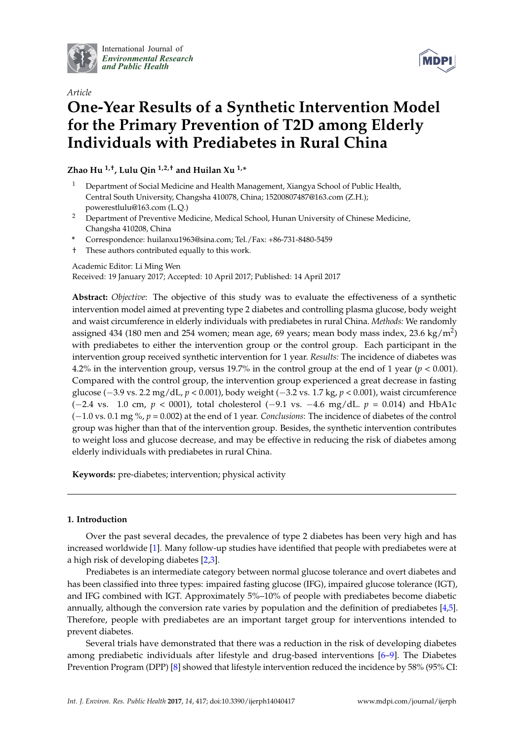International Journal of *Environmental Research and Public Health*

*Article*

# One-Year Results of a Synthetic Intervention Model for the Primary Prevention of T2D among Elderly Individuals with Prediabetes in Rural China

**Zhao Hu [1,†], Lulu Qin [1,2,†] and Huilan Xu [1,*]**

1. Department of Social Medicine and Health Management, Xiangya School of Public Health, Central South University, Changsha 410078, China; 15200807487@163.com (Z.H.); powerestlulu@163.com (L.Q.)
2. Department of Preventive Medicine, Medical School, Hunan University of Chinese Medicine, Changsha 410208, China

\* Correspondence: huilanxu1963@sina.com; Tel./Fax: +86-731-8480-5459

† These authors contributed equally to this work.

Academic Editor: Li Ming Wen

Received: 19 January 2017; Accepted: 10 April 2017; Published: 14 April 2017

**Abstract:** *Objective*: The objective of this study was to evaluate the effectiveness of a synthetic intervention model aimed at preventing type 2 diabetes and controlling plasma glucose, body weight and waist circumference in elderly individuals with prediabetes in rural China. *Methods:* We randomly assigned 434 (180 men and 254 women; mean age, 69 years; mean body mass index, 23.6 kg/m$^2$) with prediabetes to either the intervention group or the control group. Each participant in the intervention group received synthetic intervention for 1 year. *Results:* The incidence of diabetes was 4.2% in the intervention group, versus 19.7% in the control group at the end of 1 year ($p < 0.001$). Compared with the control group, the intervention group experienced a great decrease in fasting glucose (−3.9 vs. 2.2 mg/dL, $p < 0.001$), body weight (−3.2 vs. 1.7 kg, $p < 0.001$), waist circumference (−2.4 vs. 1.0 cm, $p$ < 0001), total cholesterol (−9.1 vs. −4.6 mg/dL. $p$ = 0.014) and HbA1c (−1.0 vs. 0.1 mg %, $p$ = 0.002) at the end of 1 year. *Conclusions*: The incidence of diabetes of the control group was higher than that of the intervention group. Besides, the synthetic intervention contributes to weight loss and glucose decrease, and may be effective in reducing the risk of diabetes among elderly individuals with prediabetes in rural China.

**Keywords:** pre-diabetes; intervention; physical activity

## 1. Introduction

Over the past several decades, the prevalence of type 2 diabetes has been very high and has increased worldwide [1]. Many follow-up studies have identified that people with prediabetes were at a high risk of developing diabetes [2,3].

Prediabetes is an intermediate category between normal glucose tolerance and overt diabetes and has been classified into three types: impaired fasting glucose (IFG), impaired glucose tolerance (IGT), and IFG combined with IGT. Approximately 5%–10% of people with prediabetes become diabetic annually, although the conversion rate varies by population and the definition of prediabetes [4,5]. Therefore, people with prediabetes are an important target group for interventions intended to prevent diabetes.

Several trials have demonstrated that there was a reduction in the risk of developing diabetes among prediabetic individuals after lifestyle and drug-based interventions [6–9]. The Diabetes Prevention Program (DPP) [8] showed that lifestyle intervention reduced the incidence by 58% (95% CI: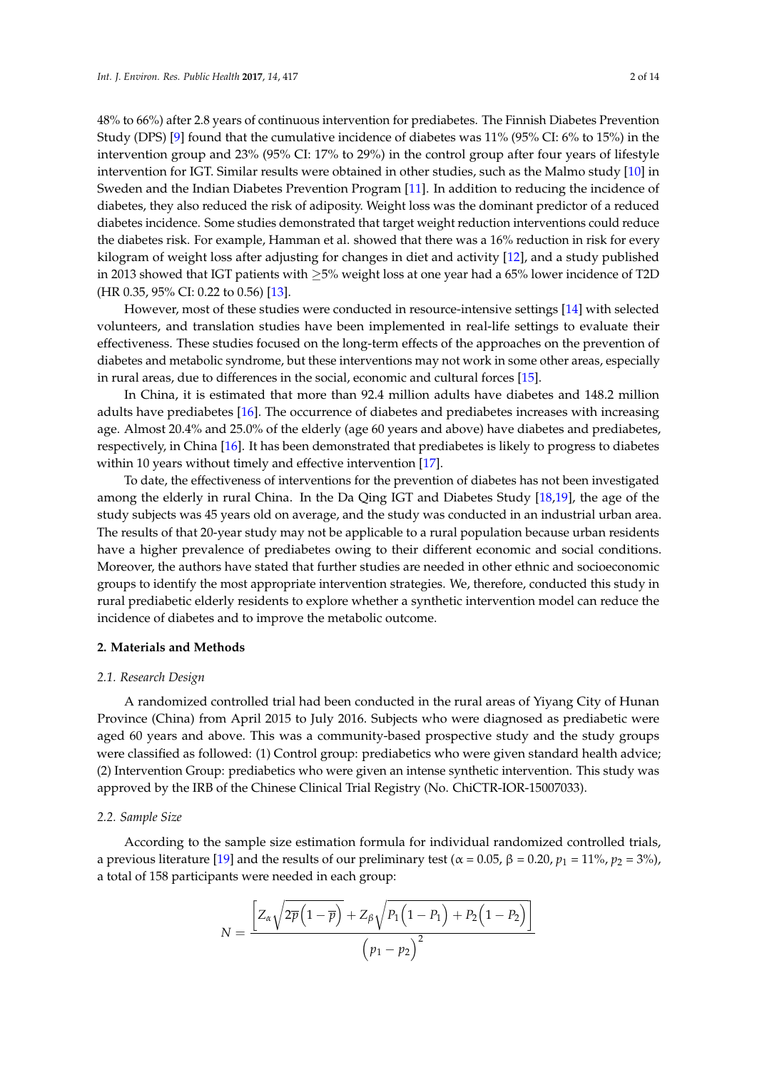48% to 66%) after 2.8 years of continuous intervention for prediabetes. The Finnish Diabetes Prevention Study (DPS) [9] found that the cumulative incidence of diabetes was 11% (95% CI: 6% to 15%) in the intervention group and 23% (95% CI: 17% to 29%) in the control group after four years of lifestyle intervention for IGT. Similar results were obtained in other studies, such as the Malmo study [10] in Sweden and the Indian Diabetes Prevention Program [11]. In addition to reducing the incidence of diabetes, they also reduced the risk of adiposity. Weight loss was the dominant predictor of a reduced diabetes incidence. Some studies demonstrated that target weight reduction interventions could reduce the diabetes risk. For example, Hamman et al. showed that there was a 16% reduction in risk for every kilogram of weight loss after adjusting for changes in diet and activity [12], and a study published in 2013 showed that IGT patients with ≥5% weight loss at one year had a 65% lower incidence of T2D (HR 0.35, 95% CI: 0.22 to 0.56) [13].

However, most of these studies were conducted in resource-intensive settings [14] with selected volunteers, and translation studies have been implemented in real-life settings to evaluate their effectiveness. These studies focused on the long-term effects of the approaches on the prevention of diabetes and metabolic syndrome, but these interventions may not work in some other areas, especially in rural areas, due to differences in the social, economic and cultural forces [15].

In China, it is estimated that more than 92.4 million adults have diabetes and 148.2 million adults have prediabetes [16]. The occurrence of diabetes and prediabetes increases with increasing age. Almost 20.4% and 25.0% of the elderly (age 60 years and above) have diabetes and prediabetes, respectively, in China [16]. It has been demonstrated that prediabetes is likely to progress to diabetes within 10 years without timely and effective intervention [17].

To date, the effectiveness of interventions for the prevention of diabetes has not been investigated among the elderly in rural China. In the Da Qing IGT and Diabetes Study [18,19], the age of the study subjects was 45 years old on average, and the study was conducted in an industrial urban area. The results of that 20-year study may not be applicable to a rural population because urban residents have a higher prevalence of prediabetes owing to their different economic and social conditions. Moreover, the authors have stated that further studies are needed in other ethnic and socioeconomic groups to identify the most appropriate intervention strategies. We, therefore, conducted this study in rural prediabetic elderly residents to explore whether a synthetic intervention model can reduce the incidence of diabetes and to improve the metabolic outcome.

## 2. Materials and Methods

### 2.1. Research Design

A randomized controlled trial had been conducted in the rural areas of Yiyang City of Hunan Province (China) from April 2015 to July 2016. Subjects who were diagnosed as prediabetic were aged 60 years and above. This was a community-based prospective study and the study groups were classified as followed: (1) Control group: prediabetics who were given standard health advice; (2) Intervention Group: prediabetics who were given an intense synthetic intervention. This study was approved by the IRB of the Chinese Clinical Trial Registry (No. ChiCTR-IOR-15007033).

### 2.2. Sample Size

According to the sample size estimation formula for individual randomized controlled trials, a previous literature [19] and the results of our preliminary test ($\alpha = 0.05$, $\beta = 0.20$, $p_1 = 11\%$, $p_2 = 3\%$), a total of 158 participants were needed in each group:

$$N = \frac{\left[Z_{\alpha}\sqrt{2\overline{p}\left(1-\overline{p}\right)} + Z_{\beta}\sqrt{P_1\left(1-P_1\right) + P_2\left(1-P_2\right)}\right]^2}{\left(p_1 - p_2\right)^2}$$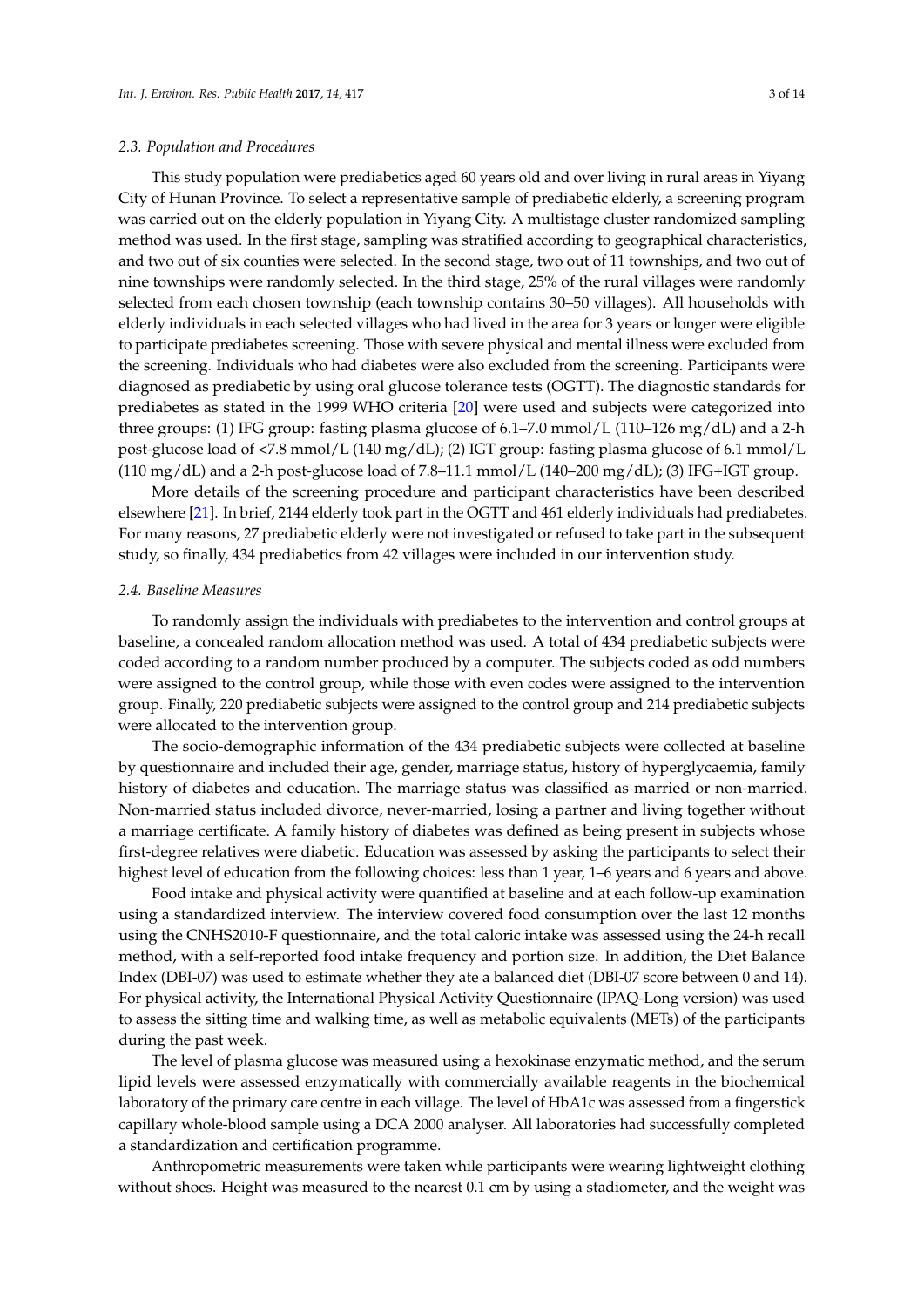### 2.3. Population and Procedures

This study population were prediabetics aged 60 years old and over living in rural areas in Yiyang City of Hunan Province. To select a representative sample of prediabetic elderly, a screening program was carried out on the elderly population in Yiyang City. A multistage cluster randomized sampling method was used. In the first stage, sampling was stratified according to geographical characteristics, and two out of six counties were selected. In the second stage, two out of 11 townships, and two out of nine townships were randomly selected. In the third stage, 25% of the rural villages were randomly selected from each chosen township (each township contains 30–50 villages). All households with elderly individuals in each selected villages who had lived in the area for 3 years or longer were eligible to participate prediabetes screening. Those with severe physical and mental illness were excluded from the screening. Individuals who had diabetes were also excluded from the screening. Participants were diagnosed as prediabetic by using oral glucose tolerance tests (OGTT). The diagnostic standards for prediabetes as stated in the 1999 WHO criteria [20] were used and subjects were categorized into three groups: (1) IFG group: fasting plasma glucose of 6.1–7.0 mmol/L (110–126 mg/dL) and a 2-h post-glucose load of <7.8 mmol/L (140 mg/dL); (2) IGT group: fasting plasma glucose of 6.1 mmol/L (110 mg/dL) and a 2-h post-glucose load of 7.8–11.1 mmol/L (140–200 mg/dL); (3) IFG+IGT group.

More details of the screening procedure and participant characteristics have been described elsewhere [21]. In brief, 2144 elderly took part in the OGTT and 461 elderly individuals had prediabetes. For many reasons, 27 prediabetic elderly were not investigated or refused to take part in the subsequent study, so finally, 434 prediabetics from 42 villages were included in our intervention study.

### 2.4. Baseline Measures

To randomly assign the individuals with prediabetes to the intervention and control groups at baseline, a concealed random allocation method was used. A total of 434 prediabetic subjects were coded according to a random number produced by a computer. The subjects coded as odd numbers were assigned to the control group, while those with even codes were assigned to the intervention group. Finally, 220 prediabetic subjects were assigned to the control group and 214 prediabetic subjects were allocated to the intervention group.

The socio-demographic information of the 434 prediabetic subjects were collected at baseline by questionnaire and included their age, gender, marriage status, history of hyperglycaemia, family history of diabetes and education. The marriage status was classified as married or non-married. Non-married status included divorce, never-married, losing a partner and living together without a marriage certificate. A family history of diabetes was defined as being present in subjects whose first-degree relatives were diabetic. Education was assessed by asking the participants to select their highest level of education from the following choices: less than 1 year, 1–6 years and 6 years and above.

Food intake and physical activity were quantified at baseline and at each follow-up examination using a standardized interview. The interview covered food consumption over the last 12 months using the CNHS2010-F questionnaire, and the total caloric intake was assessed using the 24-h recall method, with a self-reported food intake frequency and portion size. In addition, the Diet Balance Index (DBI-07) was used to estimate whether they ate a balanced diet (DBI-07 score between 0 and 14). For physical activity, the International Physical Activity Questionnaire (IPAQ-Long version) was used to assess the sitting time and walking time, as well as metabolic equivalents (METs) of the participants during the past week.

The level of plasma glucose was measured using a hexokinase enzymatic method, and the serum lipid levels were assessed enzymatically with commercially available reagents in the biochemical laboratory of the primary care centre in each village. The level of HbA1c was assessed from a fingerstick capillary whole-blood sample using a DCA 2000 analyser. All laboratories had successfully completed a standardization and certification programme.

Anthropometric measurements were taken while participants were wearing lightweight clothing without shoes. Height was measured to the nearest 0.1 cm by using a stadiometer, and the weight was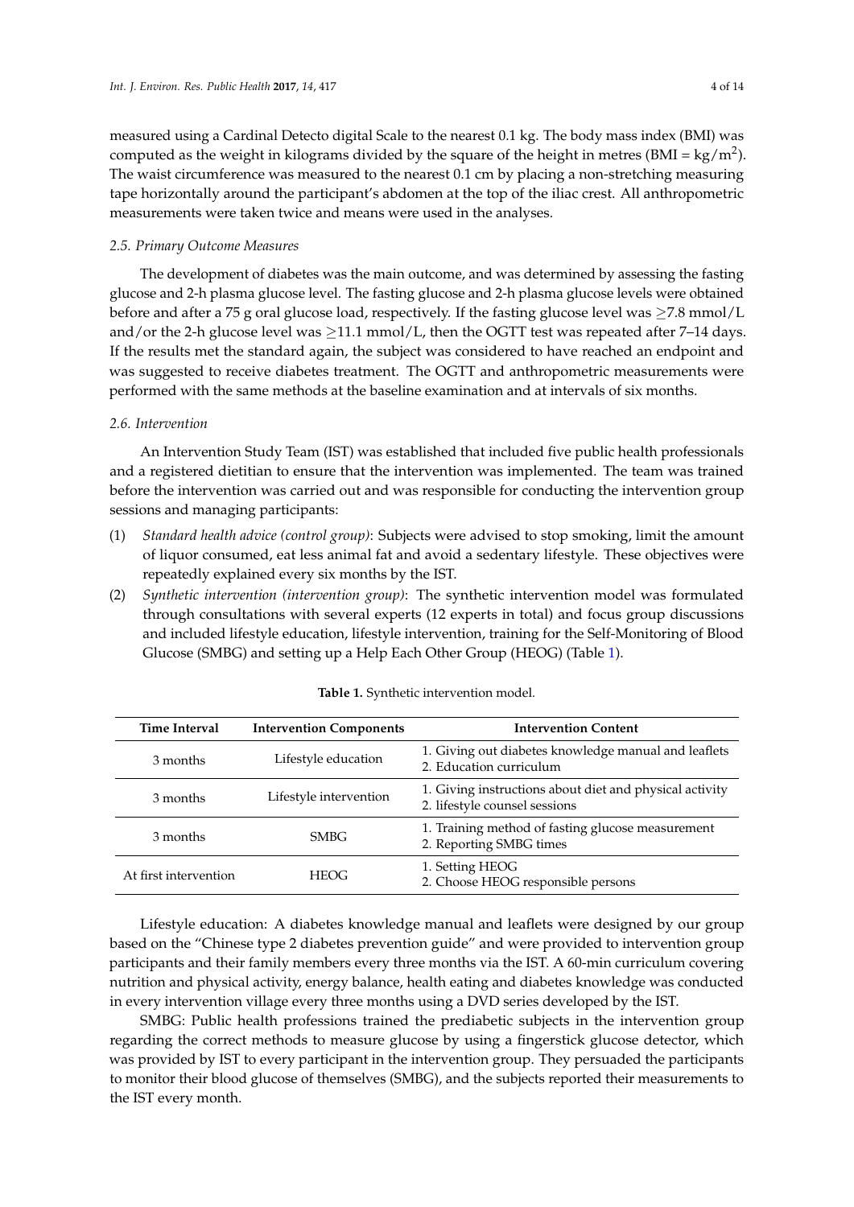measured using a Cardinal Detecto digital Scale to the nearest 0.1 kg. The body mass index (BMI) was computed as the weight in kilograms divided by the square of the height in metres (BMI = $kg/m^2$). The waist circumference was measured to the nearest 0.1 cm by placing a non-stretching measuring tape horizontally around the participant's abdomen at the top of the iliac crest. All anthropometric measurements were taken twice and means were used in the analyses.

### 2.5. Primary Outcome Measures

The development of diabetes was the main outcome, and was determined by assessing the fasting glucose and 2-h plasma glucose level. The fasting glucose and 2-h plasma glucose levels were obtained before and after a 75 g oral glucose load, respectively. If the fasting glucose level was $\geq$7.8 mmol/L and/or the 2-h glucose level was $\geq$11.1 mmol/L, then the OGTT test was repeated after 7–14 days. If the results met the standard again, the subject was considered to have reached an endpoint and was suggested to receive diabetes treatment. The OGTT and anthropometric measurements were performed with the same methods at the baseline examination and at intervals of six months.

### 2.6. Intervention

An Intervention Study Team (IST) was established that included five public health professionals and a registered dietitian to ensure that the intervention was implemented. The team was trained before the intervention was carried out and was responsible for conducting the intervention group sessions and managing participants:

(1) *Standard health advice (control group)*: Subjects were advised to stop smoking, limit the amount of liquor consumed, eat less animal fat and avoid a sedentary lifestyle. These objectives were repeatedly explained every six months by the IST.
(2) *Synthetic intervention (intervention group)*: The synthetic intervention model was formulated through consultations with several experts (12 experts in total) and focus group discussions and included lifestyle education, lifestyle intervention, training for the Self-Monitoring of Blood Glucose (SMBG) and setting up a Help Each Other Group (HEOG) (Table 1).

**Table 1.** Synthetic intervention model.

| Time Interval | Intervention Components | Intervention Content |
|---|---|---|
| 3 months | Lifestyle education | 1. Giving out diabetes knowledge manual and leaflets<br>2. Education curriculum |
| 3 months | Lifestyle intervention | 1. Giving instructions about diet and physical activity<br>2. lifestyle counsel sessions |
| 3 months | SMBG | 1. Training method of fasting glucose measurement<br>2. Reporting SMBG times |
| At first intervention | HEOG | 1. Setting HEOG<br>2. Choose HEOG responsible persons |

Lifestyle education: A diabetes knowledge manual and leaflets were designed by our group based on the "Chinese type 2 diabetes prevention guide" and were provided to intervention group participants and their family members every three months via the IST. A 60-min curriculum covering nutrition and physical activity, energy balance, health eating and diabetes knowledge was conducted in every intervention village every three months using a DVD series developed by the IST.

SMBG: Public health professions trained the prediabetic subjects in the intervention group regarding the correct methods to measure glucose by using a fingerstick glucose detector, which was provided by IST to every participant in the intervention group. They persuaded the participants to monitor their blood glucose of themselves (SMBG), and the subjects reported their measurements to the IST every month.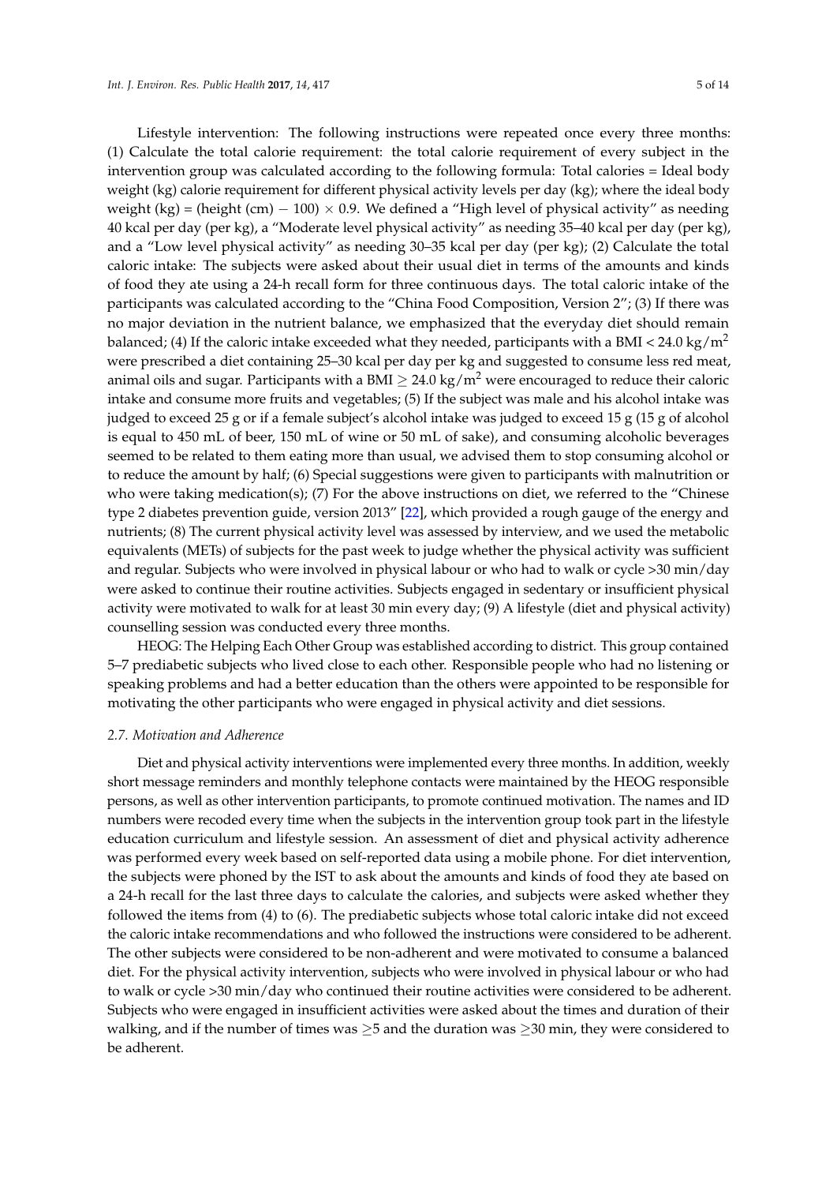Lifestyle intervention: The following instructions were repeated once every three months: (1) Calculate the total calorie requirement: the total calorie requirement of every subject in the intervention group was calculated according to the following formula: Total calories = Ideal body weight (kg) calorie requirement for different physical activity levels per day (kg); where the ideal body weight (kg) = (height (cm) − 100) × 0.9. We defined a "High level of physical activity" as needing 40 kcal per day (per kg), a "Moderate level physical activity" as needing 35–40 kcal per day (per kg), and a "Low level physical activity" as needing 30–35 kcal per day (per kg); (2) Calculate the total caloric intake: The subjects were asked about their usual diet in terms of the amounts and kinds of food they ate using a 24-h recall form for three continuous days. The total caloric intake of the participants was calculated according to the "China Food Composition, Version 2"; (3) If there was no major deviation in the nutrient balance, we emphasized that the everyday diet should remain balanced; (4) If the caloric intake exceeded what they needed, participants with a BMI < 24.0 $kg/m^2$ were prescribed a diet containing 25–30 kcal per day per kg and suggested to consume less red meat, animal oils and sugar. Participants with a BMI ≥ 24.0 $kg/m^2$ were encouraged to reduce their caloric intake and consume more fruits and vegetables; (5) If the subject was male and his alcohol intake was judged to exceed 25 g or if a female subject's alcohol intake was judged to exceed 15 g (15 g of alcohol is equal to 450 mL of beer, 150 mL of wine or 50 mL of sake), and consuming alcoholic beverages seemed to be related to them eating more than usual, we advised them to stop consuming alcohol or to reduce the amount by half; (6) Special suggestions were given to participants with malnutrition or who were taking medication(s); (7) For the above instructions on diet, we referred to the "Chinese type 2 diabetes prevention guide, version 2013" [22], which provided a rough gauge of the energy and nutrients; (8) The current physical activity level was assessed by interview, and we used the metabolic equivalents (METs) of subjects for the past week to judge whether the physical activity was sufficient and regular. Subjects who were involved in physical labour or who had to walk or cycle >30 min/day were asked to continue their routine activities. Subjects engaged in sedentary or insufficient physical activity were motivated to walk for at least 30 min every day; (9) A lifestyle (diet and physical activity) counselling session was conducted every three months.

HEOG: The Helping Each Other Group was established according to district. This group contained 5–7 prediabetic subjects who lived close to each other. Responsible people who had no listening or speaking problems and had a better education than the others were appointed to be responsible for motivating the other participants who were engaged in physical activity and diet sessions.

### *2.7. Motivation and Adherence*

Diet and physical activity interventions were implemented every three months. In addition, weekly short message reminders and monthly telephone contacts were maintained by the HEOG responsible persons, as well as other intervention participants, to promote continued motivation. The names and ID numbers were recoded every time when the subjects in the intervention group took part in the lifestyle education curriculum and lifestyle session. An assessment of diet and physical activity adherence was performed every week based on self-reported data using a mobile phone. For diet intervention, the subjects were phoned by the IST to ask about the amounts and kinds of food they ate based on a 24-h recall for the last three days to calculate the calories, and subjects were asked whether they followed the items from (4) to (6). The prediabetic subjects whose total caloric intake did not exceed the caloric intake recommendations and who followed the instructions were considered to be adherent. The other subjects were considered to be non-adherent and were motivated to consume a balanced diet. For the physical activity intervention, subjects who were involved in physical labour or who had to walk or cycle >30 min/day who continued their routine activities were considered to be adherent. Subjects who were engaged in insufficient activities were asked about the times and duration of their walking, and if the number of times was ≥5 and the duration was ≥30 min, they were considered to be adherent.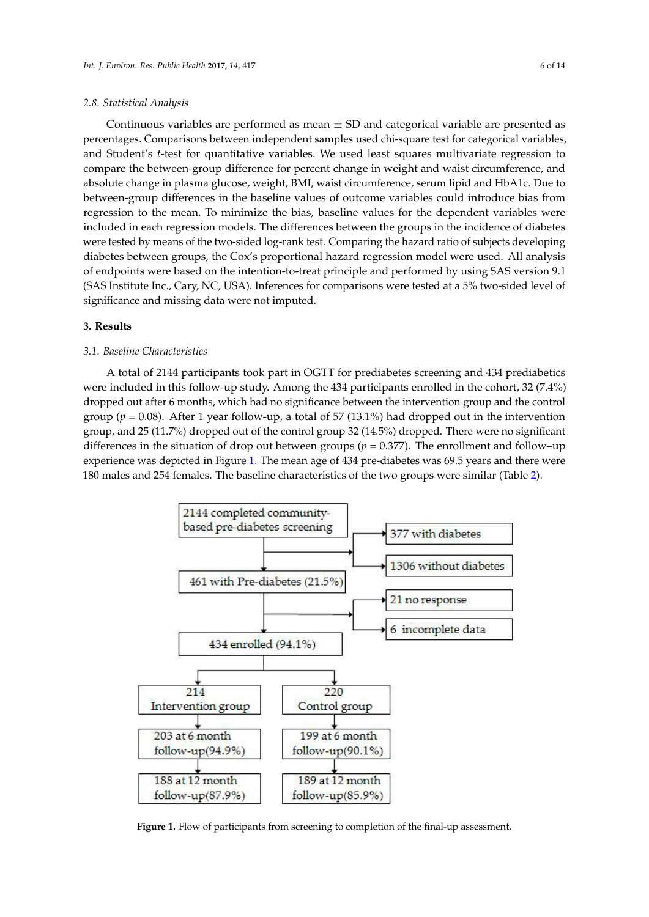### 2.8. Statistical Analysis

Continuous variables are performed as mean ± SD and categorical variable are presented as percentages. Comparisons between independent samples used chi-square test for categorical variables, and Student's *t*-test for quantitative variables. We used least squares multivariate regression to compare the between-group difference for percent change in weight and waist circumference, and absolute change in plasma glucose, weight, BMI, waist circumference, serum lipid and HbA1c. Due to between-group differences in the baseline values of outcome variables could introduce bias from regression to the mean. To minimize the bias, baseline values for the dependent variables were included in each regression models. The differences between the groups in the incidence of diabetes were tested by means of the two-sided log-rank test. Comparing the hazard ratio of subjects developing diabetes between groups, the Cox's proportional hazard regression model were used. All analysis of endpoints were based on the intention-to-treat principle and performed by using SAS version 9.1 (SAS Institute Inc., Cary, NC, USA). Inferences for comparisons were tested at a 5% two-sided level of significance and missing data were not imputed.

## 3. Results

### 3.1. Baseline Characteristics

A total of 2144 participants took part in OGTT for prediabetes screening and 434 prediabetics were included in this follow-up study. Among the 434 participants enrolled in the cohort, 32 (7.4%) dropped out after 6 months, which had no significance between the intervention group and the control group ($p = 0.08$). After 1 year follow-up, a total of 57 (13.1%) had dropped out in the intervention group, and 25 (11.7%) dropped out of the control group 32 (14.5%) dropped. There were no significant differences in the situation of drop out between groups ($p = 0.377$). The enrollment and follow–up experience was depicted in Figure 1. The mean age of 434 pre-diabetes was 69.5 years and there were 180 males and 254 females. The baseline characteristics of the two groups were similar (Table 2).

**Figure 1.** Flow of participants from screening to completion of the final-up assessment.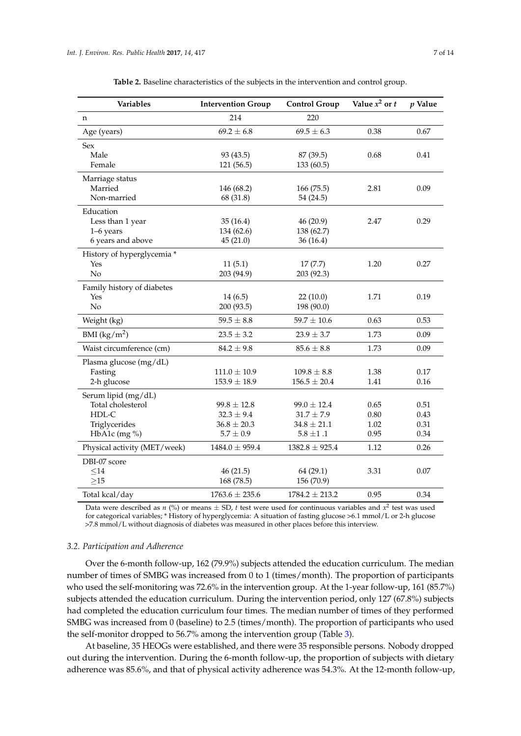**Table 2.** Baseline characteristics of the subjects in the intervention and control group.

| Variables | Intervention Group | Control Group | Value $x^2$ or $t$ | $p$ Value |
|---|---|---|---|---|
| n | 214 | 220 | | |
| Age (years) | 69.2 ± 6.8 | 69.5 ± 6.3 | 0.38 | 0.67 |
| Sex | | | | |
| Male | 93 (43.5) | 87 (39.5) | 0.68 | 0.41 |
| Female | 121 (56.5) | 133 (60.5) | | |
| Marriage status | | | | |
| Married | 146 (68.2) | 166 (75.5) | 2.81 | 0.09 |
| Non-married | 68 (31.8) | 54 (24.5) | | |
| Education | | | | |
| Less than 1 year | 35 (16.4) | 46 (20.9) | 2.47 | 0.29 |
| 1–6 years | 134 (62.6) | 138 (62.7) | | |
| 6 years and above | 45 (21.0) | 36 (16.4) | | |
| History of hyperglycemia * | | | | |
| Yes | 11 (5.1) | 17 (7.7) | 1.20 | 0.27 |
| No | 203 (94.9) | 203 (92.3) | | |
| Family history of diabetes | | | | |
| Yes | 14 (6.5) | 22 (10.0) | 1.71 | 0.19 |
| No | 200 (93.5) | 198 (90.0) | | |
| Weight (kg) | 59.5 ± 8.8 | 59.7 ± 10.6 | 0.63 | 0.53 |
| BMI (kg/m$^2$) | 23.5 ± 3.2 | 23.9 ± 3.7 | 1.73 | 0.09 |
| Waist circumference (cm) | 84.2 ± 9.8 | 85.6 ± 8.8 | 1.73 | 0.09 |
| Plasma glucose (mg/dL) | | | | |
| Fasting | 111.0 ± 10.9 | 109.8 ± 8.8 | 1.38 | 0.17 |
| 2-h glucose | 153.9 ± 18.9 | 156.5 ± 20.4 | 1.41 | 0.16 |
| Serum lipid (mg/dL) | | | | |
| Total cholesterol | 99.8 ± 12.8 | 99.0 ± 12.4 | 0.65 | 0.51 |
| HDL-C | 32.3 ± 9.4 | 31.7 ± 7.9 | 0.80 | 0.43 |
| Triglycerides | 36.8 ± 20.3 | 34.8 ± 21.1 | 1.02 | 0.31 |
| HbA1c (mg %) | 5.7 ± 0.9 | 5.8 ±1 .1 | 0.95 | 0.34 |
| Physical activity (MET/week) | 1484.0 ± 959.4 | 1382.8 ± 925.4 | 1.12 | 0.26 |
| DBI-07 score | | | | |
| ≤14 | 46 (21.5) | 64 (29.1) | 3.31 | 0.07 |
| ≥15 | 168 (78.5) | 156 (70.9) | | |
| Total kcal/day | 1763.6 ± 235.6 | 1784.2 ± 213.2 | 0.95 | 0.34 |

Data were described as $n$ (%) or means ± SD, $t$ test were used for continuous variables and $x^2$ test was used for categorical variables; * History of hyperglycemia: A situation of fasting glucose >6.1 mmol/L or 2-h glucose >7.8 mmol/L without diagnosis of diabetes was measured in other places before this interview.

### 3.2. Participation and Adherence

Over the 6-month follow-up, 162 (79.9%) subjects attended the education curriculum. The median number of times of SMBG was increased from 0 to 1 (times/month). The proportion of participants who used the self-monitoring was 72.6% in the intervention group. At the 1-year follow-up, 161 (85.7%) subjects attended the education curriculum. During the intervention period, only 127 (67.8%) subjects had completed the education curriculum four times. The median number of times of they performed SMBG was increased from 0 (baseline) to 2.5 (times/month). The proportion of participants who used the self-monitor dropped to 56.7% among the intervention group (Table 3).

At baseline, 35 HEOGs were established, and there were 35 responsible persons. Nobody dropped out during the intervention. During the 6-month follow-up, the proportion of subjects with dietary adherence was 85.6%, and that of physical activity adherence was 54.3%. At the 12-month follow-up,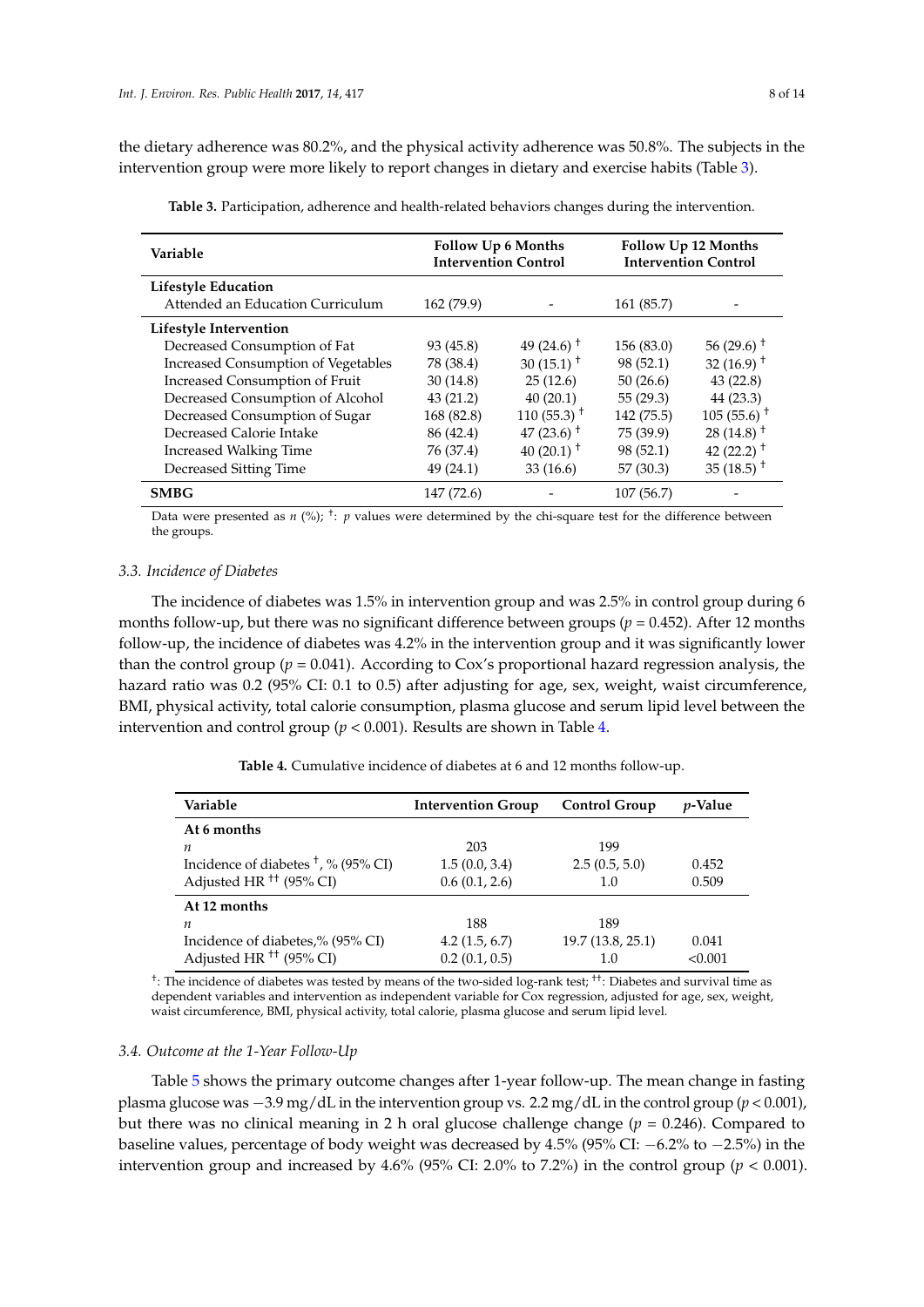the dietary adherence was 80.2%, and the physical activity adherence was 50.8%. The subjects in the intervention group were more likely to report changes in dietary and exercise habits (Table 3).

**Table 3.** Participation, adherence and health-related behaviors changes during the intervention.

| Variable | Follow Up 6 Months | | Follow Up 12 Months | |
|---|---|---|---|---|
| | Intervention | Control | Intervention | Control |
| **Lifestyle Education** | | | | |
| Attended an Education Curriculum | 162 (79.9) | - | 161 (85.7) | - |
| **Lifestyle Intervention** | | | | |
| Decreased Consumption of Fat | 93 (45.8) | 49 (24.6) † | 156 (83.0) | 56 (29.6) † |
| Increased Consumption of Vegetables | 78 (38.4) | 30 (15.1) † | 98 (52.1) | 32 (16.9) † |
| Increased Consumption of Fruit | 30 (14.8) | 25 (12.6) | 50 (26.6) | 43 (22.8) |
| Decreased Consumption of Alcohol | 43 (21.2) | 40 (20.1) | 55 (29.3) | 44 (23.3) |
| Decreased Consumption of Sugar | 168 (82.8) | 110 (55.3) † | 142 (75.5) | 105 (55.6) † |
| Decreased Calorie Intake | 86 (42.4) | 47 (23.6) † | 75 (39.9) | 28 (14.8) † |
| Increased Walking Time | 76 (37.4) | 40 (20.1) † | 98 (52.1) | 42 (22.2) † |
| Decreased Sitting Time | 49 (24.1) | 33 (16.6) | 57 (30.3) | 35 (18.5) † |
| **SMBG** | 147 (72.6) | - | 107 (56.7) | - |

Data were presented as *n* (%); †: *p* values were determined by the chi-square test for the difference between the groups.

### 3.3. Incidence of Diabetes

The incidence of diabetes was 1.5% in intervention group and was 2.5% in control group during 6 months follow-up, but there was no significant difference between groups ($p = 0.452$). After 12 months follow-up, the incidence of diabetes was 4.2% in the intervention group and it was significantly lower than the control group ($p = 0.041$). According to Cox's proportional hazard regression analysis, the hazard ratio was 0.2 (95% CI: 0.1 to 0.5) after adjusting for age, sex, weight, waist circumference, BMI, physical activity, total calorie consumption, plasma glucose and serum lipid level between the intervention and control group ($p < 0.001$). Results are shown in Table 4.

**Table 4.** Cumulative incidence of diabetes at 6 and 12 months follow-up.

| Variable | Intervention Group | Control Group | *p*-Value |
|---|---|---|---|
| **At 6 months** | | | |
| *n* | 203 | 199 | |
| Incidence of diabetes †, % (95% CI) | 1.5 (0.0, 3.4) | 2.5 (0.5, 5.0) | 0.452 |
| Adjusted HR †† (95% CI) | 0.6 (0.1, 2.6) | 1.0 | 0.509 |
| **At 12 months** | | | |
| *n* | 188 | 189 | |
| Incidence of diabetes,% (95% CI) | 4.2 (1.5, 6.7) | 19.7 (13.8, 25.1) | 0.041 |
| Adjusted HR †† (95% CI) | 0.2 (0.1, 0.5) | 1.0 | <0.001 |

†: The incidence of diabetes was tested by means of the two-sided log-rank test; ††: Diabetes and survival time as dependent variables and intervention as independent variable for Cox regression, adjusted for age, sex, weight, waist circumference, BMI, physical activity, total calorie, plasma glucose and serum lipid level.

### 3.4. Outcome at the 1-Year Follow-Up

Table 5 shows the primary outcome changes after 1-year follow-up. The mean change in fasting plasma glucose was −3.9 mg/dL in the intervention group vs. 2.2 mg/dL in the control group ($p < 0.001$), but there was no clinical meaning in 2 h oral glucose challenge change ($p = 0.246$). Compared to baseline values, percentage of body weight was decreased by 4.5% (95% CI: −6.2% to −2.5%) in the intervention group and increased by 4.6% (95% CI: 2.0% to 7.2%) in the control group ($p < 0.001$).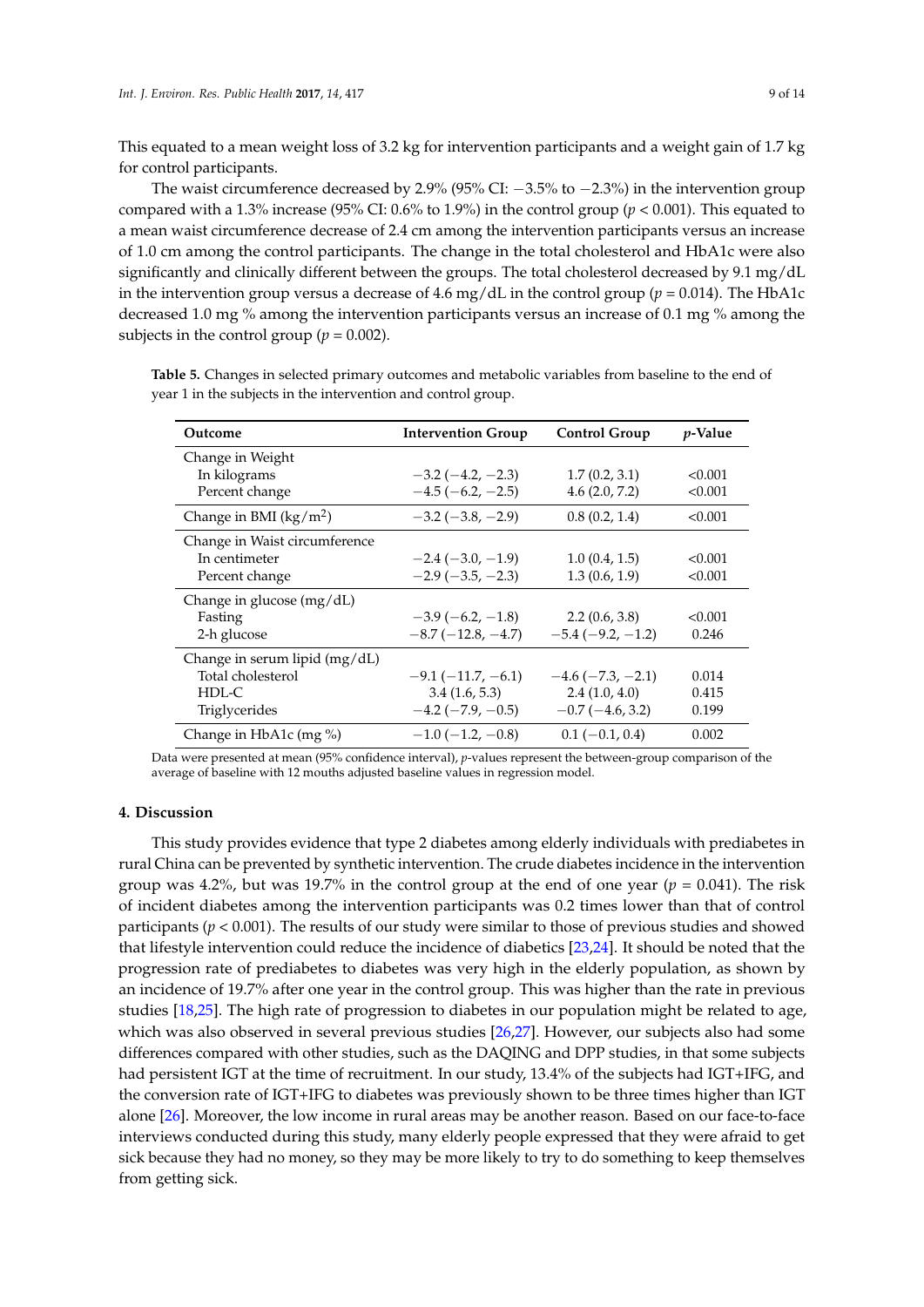This equated to a mean weight loss of 3.2 kg for intervention participants and a weight gain of 1.7 kg for control participants.

The waist circumference decreased by 2.9% (95% CI: −3.5% to −2.3%) in the intervention group compared with a 1.3% increase (95% CI: 0.6% to 1.9%) in the control group ($p < 0.001$). This equated to a mean waist circumference decrease of 2.4 cm among the intervention participants versus an increase of 1.0 cm among the control participants. The change in the total cholesterol and HbA1c were also significantly and clinically different between the groups. The total cholesterol decreased by 9.1 mg/dL in the intervention group versus a decrease of 4.6 mg/dL in the control group ($p = 0.014$). The HbA1c decreased 1.0 mg % among the intervention participants versus an increase of 0.1 mg % among the subjects in the control group ($p = 0.002$).

**Table 5.** Changes in selected primary outcomes and metabolic variables from baseline to the end of year 1 in the subjects in the intervention and control group.

| Outcome | Intervention Group | Control Group | *p*-Value |
|---|---|---|---|
| Change in Weight | | | |
| In kilograms | −3.2 (−4.2, −2.3) | 1.7 (0.2, 3.1) | <0.001 |
| Percent change | −4.5 (−6.2, −2.5) | 4.6 (2.0, 7.2) | <0.001 |
| Change in BMI (kg/m$^2$) | −3.2 (−3.8, −2.9) | 0.8 (0.2, 1.4) | <0.001 |
| Change in Waist circumference | | | |
| In centimeter | −2.4 (−3.0, −1.9) | 1.0 (0.4, 1.5) | <0.001 |
| Percent change | −2.9 (−3.5, −2.3) | 1.3 (0.6, 1.9) | <0.001 |
| Change in glucose (mg/dL) | | | |
| Fasting | −3.9 (−6.2, −1.8) | 2.2 (0.6, 3.8) | <0.001 |
| 2-h glucose | −8.7 (−12.8, −4.7) | −5.4 (−9.2, −1.2) | 0.246 |
| Change in serum lipid (mg/dL) | | | |
| Total cholesterol | −9.1 (−11.7, −6.1) | −4.6 (−7.3, −2.1) | 0.014 |
| HDL-C | 3.4 (1.6, 5.3) | 2.4 (1.0, 4.0) | 0.415 |
| Triglycerides | −4.2 (−7.9, −0.5) | −0.7 (−4.6, 3.2) | 0.199 |
| Change in HbA1c (mg %) | −1.0 (−1.2, −0.8) | 0.1 (−0.1, 0.4) | 0.002 |

Data were presented at mean (95% confidence interval), *p*-values represent the between-group comparison of the average of baseline with 12 mouths adjusted baseline values in regression model.

## 4. Discussion

This study provides evidence that type 2 diabetes among elderly individuals with prediabetes in rural China can be prevented by synthetic intervention. The crude diabetes incidence in the intervention group was 4.2%, but was 19.7% in the control group at the end of one year ($p = 0.041$). The risk of incident diabetes among the intervention participants was 0.2 times lower than that of control participants ($p < 0.001$). The results of our study were similar to those of previous studies and showed that lifestyle intervention could reduce the incidence of diabetics [23,24]. It should be noted that the progression rate of prediabetes to diabetes was very high in the elderly population, as shown by an incidence of 19.7% after one year in the control group. This was higher than the rate in previous studies [18,25]. The high rate of progression to diabetes in our population might be related to age, which was also observed in several previous studies [26,27]. However, our subjects also had some differences compared with other studies, such as the DAQING and DPP studies, in that some subjects had persistent IGT at the time of recruitment. In our study, 13.4% of the subjects had IGT+IFG, and the conversion rate of IGT+IFG to diabetes was previously shown to be three times higher than IGT alone [26]. Moreover, the low income in rural areas may be another reason. Based on our face-to-face interviews conducted during this study, many elderly people expressed that they were afraid to get sick because they had no money, so they may be more likely to try to do something to keep themselves from getting sick.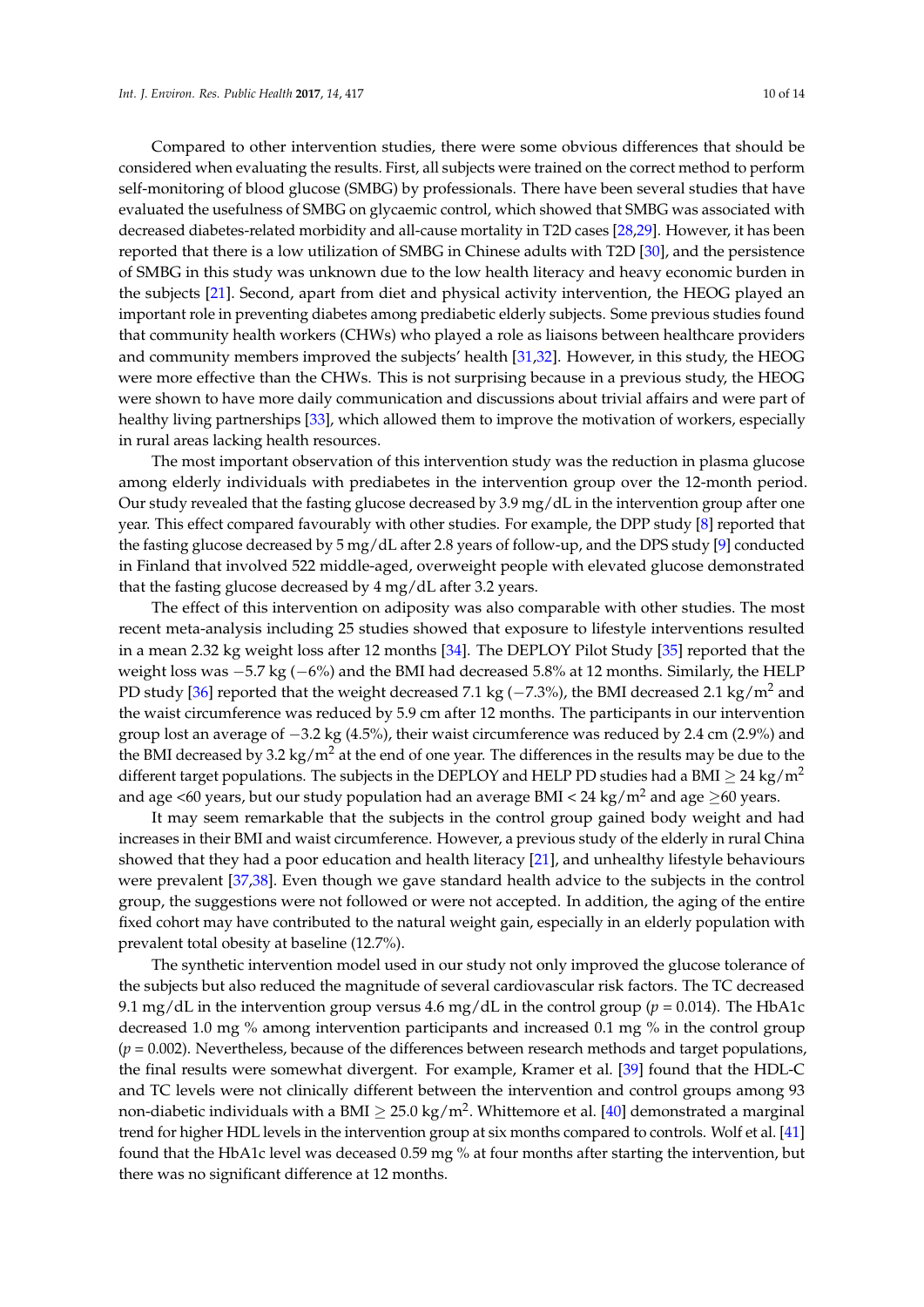Compared to other intervention studies, there were some obvious differences that should be considered when evaluating the results. First, all subjects were trained on the correct method to perform self-monitoring of blood glucose (SMBG) by professionals. There have been several studies that have evaluated the usefulness of SMBG on glycaemic control, which showed that SMBG was associated with decreased diabetes-related morbidity and all-cause mortality in T2D cases [28,29]. However, it has been reported that there is a low utilization of SMBG in Chinese adults with T2D [30], and the persistence of SMBG in this study was unknown due to the low health literacy and heavy economic burden in the subjects [21]. Second, apart from diet and physical activity intervention, the HEOG played an important role in preventing diabetes among prediabetic elderly subjects. Some previous studies found that community health workers (CHWs) who played a role as liaisons between healthcare providers and community members improved the subjects' health [31,32]. However, in this study, the HEOG were more effective than the CHWs. This is not surprising because in a previous study, the HEOG were shown to have more daily communication and discussions about trivial affairs and were part of healthy living partnerships [33], which allowed them to improve the motivation of workers, especially in rural areas lacking health resources.

The most important observation of this intervention study was the reduction in plasma glucose among elderly individuals with prediabetes in the intervention group over the 12-month period. Our study revealed that the fasting glucose decreased by 3.9 mg/dL in the intervention group after one year. This effect compared favourably with other studies. For example, the DPP study [8] reported that the fasting glucose decreased by 5 mg/dL after 2.8 years of follow-up, and the DPS study [9] conducted in Finland that involved 522 middle-aged, overweight people with elevated glucose demonstrated that the fasting glucose decreased by 4 mg/dL after 3.2 years.

The effect of this intervention on adiposity was also comparable with other studies. The most recent meta-analysis including 25 studies showed that exposure to lifestyle interventions resulted in a mean 2.32 kg weight loss after 12 months [34]. The DEPLOY Pilot Study [35] reported that the weight loss was −5.7 kg (−6%) and the BMI had decreased 5.8% at 12 months. Similarly, the HELP PD study [36] reported that the weight decreased 7.1 kg (−7.3%), the BMI decreased 2.1 kg/m$^2$ and the waist circumference was reduced by 5.9 cm after 12 months. The participants in our intervention group lost an average of −3.2 kg (4.5%), their waist circumference was reduced by 2.4 cm (2.9%) and the BMI decreased by 3.2 kg/m$^2$ at the end of one year. The differences in the results may be due to the different target populations. The subjects in the DEPLOY and HELP PD studies had a BMI $\geq$ 24 kg/m$^2$ and age <60 years, but our study population had an average BMI < 24 kg/m$^2$ and age $\geq$60 years.

It may seem remarkable that the subjects in the control group gained body weight and had increases in their BMI and waist circumference. However, a previous study of the elderly in rural China showed that they had a poor education and health literacy [21], and unhealthy lifestyle behaviours were prevalent [37,38]. Even though we gave standard health advice to the subjects in the control group, the suggestions were not followed or were not accepted. In addition, the aging of the entire fixed cohort may have contributed to the natural weight gain, especially in an elderly population with prevalent total obesity at baseline (12.7%).

The synthetic intervention model used in our study not only improved the glucose tolerance of the subjects but also reduced the magnitude of several cardiovascular risk factors. The TC decreased 9.1 mg/dL in the intervention group versus 4.6 mg/dL in the control group ($p$ = 0.014). The HbA1c decreased 1.0 mg % among intervention participants and increased 0.1 mg % in the control group ($p$ = 0.002). Nevertheless, because of the differences between research methods and target populations, the final results were somewhat divergent. For example, Kramer et al. [39] found that the HDL-C and TC levels were not clinically different between the intervention and control groups among 93 non-diabetic individuals with a BMI $\geq$ 25.0 kg/m$^2$. Whittemore et al. [40] demonstrated a marginal trend for higher HDL levels in the intervention group at six months compared to controls. Wolf et al. [41] found that the HbA1c level was deceased 0.59 mg % at four months after starting the intervention, but there was no significant difference at 12 months.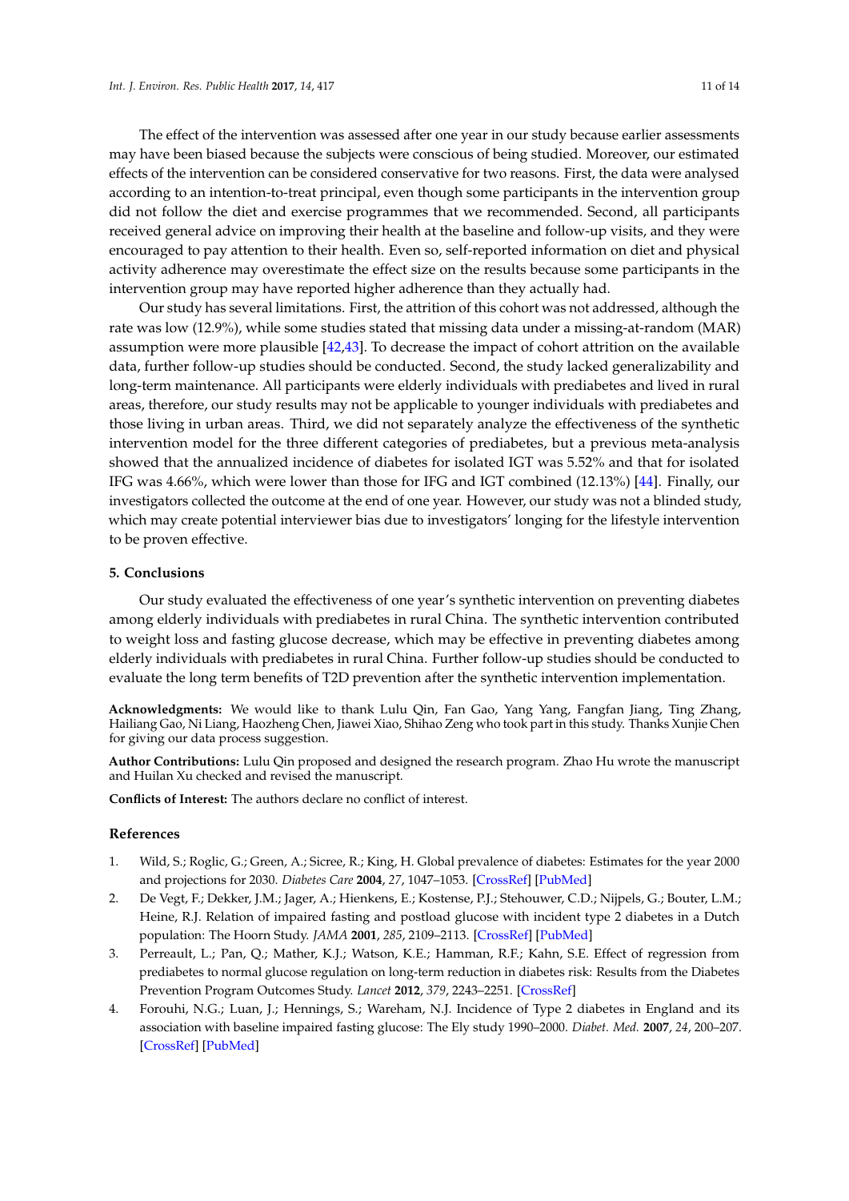The effect of the intervention was assessed after one year in our study because earlier assessments may have been biased because the subjects were conscious of being studied. Moreover, our estimated effects of the intervention can be considered conservative for two reasons. First, the data were analysed according to an intention-to-treat principal, even though some participants in the intervention group did not follow the diet and exercise programmes that we recommended. Second, all participants received general advice on improving their health at the baseline and follow-up visits, and they were encouraged to pay attention to their health. Even so, self-reported information on diet and physical activity adherence may overestimate the effect size on the results because some participants in the intervention group may have reported higher adherence than they actually had.

Our study has several limitations. First, the attrition of this cohort was not addressed, although the rate was low (12.9%), while some studies stated that missing data under a missing-at-random (MAR) assumption were more plausible [42,43]. To decrease the impact of cohort attrition on the available data, further follow-up studies should be conducted. Second, the study lacked generalizability and long-term maintenance. All participants were elderly individuals with prediabetes and lived in rural areas, therefore, our study results may not be applicable to younger individuals with prediabetes and those living in urban areas. Third, we did not separately analyze the effectiveness of the synthetic intervention model for the three different categories of prediabetes, but a previous meta-analysis showed that the annualized incidence of diabetes for isolated IGT was 5.52% and that for isolated IFG was 4.66%, which were lower than those for IFG and IGT combined (12.13%) [44]. Finally, our investigators collected the outcome at the end of one year. However, our study was not a blinded study, which may create potential interviewer bias due to investigators' longing for the lifestyle intervention to be proven effective.

## 5. Conclusions

Our study evaluated the effectiveness of one year's synthetic intervention on preventing diabetes among elderly individuals with prediabetes in rural China. The synthetic intervention contributed to weight loss and fasting glucose decrease, which may be effective in preventing diabetes among elderly individuals with prediabetes in rural China. Further follow-up studies should be conducted to evaluate the long term benefits of T2D prevention after the synthetic intervention implementation.

**Acknowledgments:** We would like to thank Lulu Qin, Fan Gao, Yang Yang, Fangfan Jiang, Ting Zhang, Hailiang Gao, Ni Liang, Haozheng Chen, Jiawei Xiao, Shihao Zeng who took part in this study. Thanks Xunjie Chen for giving our data process suggestion.

**Author Contributions:** Lulu Qin proposed and designed the research program. Zhao Hu wrote the manuscript and Huilan Xu checked and revised the manuscript.

**Conflicts of Interest:** The authors declare no conflict of interest.

## References

1. Wild, S.; Roglic, G.; Green, A.; Sicree, R.; King, H. Global prevalence of diabetes: Estimates for the year 2000 and projections for 2030. *Diabetes Care* **2004**, *27*, 1047–1053. [CrossRef] [PubMed]
2. De Vegt, F.; Dekker, J.M.; Jager, A.; Hienkens, E.; Kostense, P.J.; Stehouwer, C.D.; Nijpels, G.; Bouter, L.M.; Heine, R.J. Relation of impaired fasting and postload glucose with incident type 2 diabetes in a Dutch population: The Hoorn Study. *JAMA* **2001**, *285*, 2109–2113. [CrossRef] [PubMed]
3. Perreault, L.; Pan, Q.; Mather, K.J.; Watson, K.E.; Hamman, R.F.; Kahn, S.E. Effect of regression from prediabetes to normal glucose regulation on long-term reduction in diabetes risk: Results from the Diabetes Prevention Program Outcomes Study. *Lancet* **2012**, *379*, 2243–2251. [CrossRef]
4. Forouhi, N.G.; Luan, J.; Hennings, S.; Wareham, N.J. Incidence of Type 2 diabetes in England and its association with baseline impaired fasting glucose: The Ely study 1990–2000. *Diabet. Med.* **2007**, *24*, 200–207. [CrossRef] [PubMed]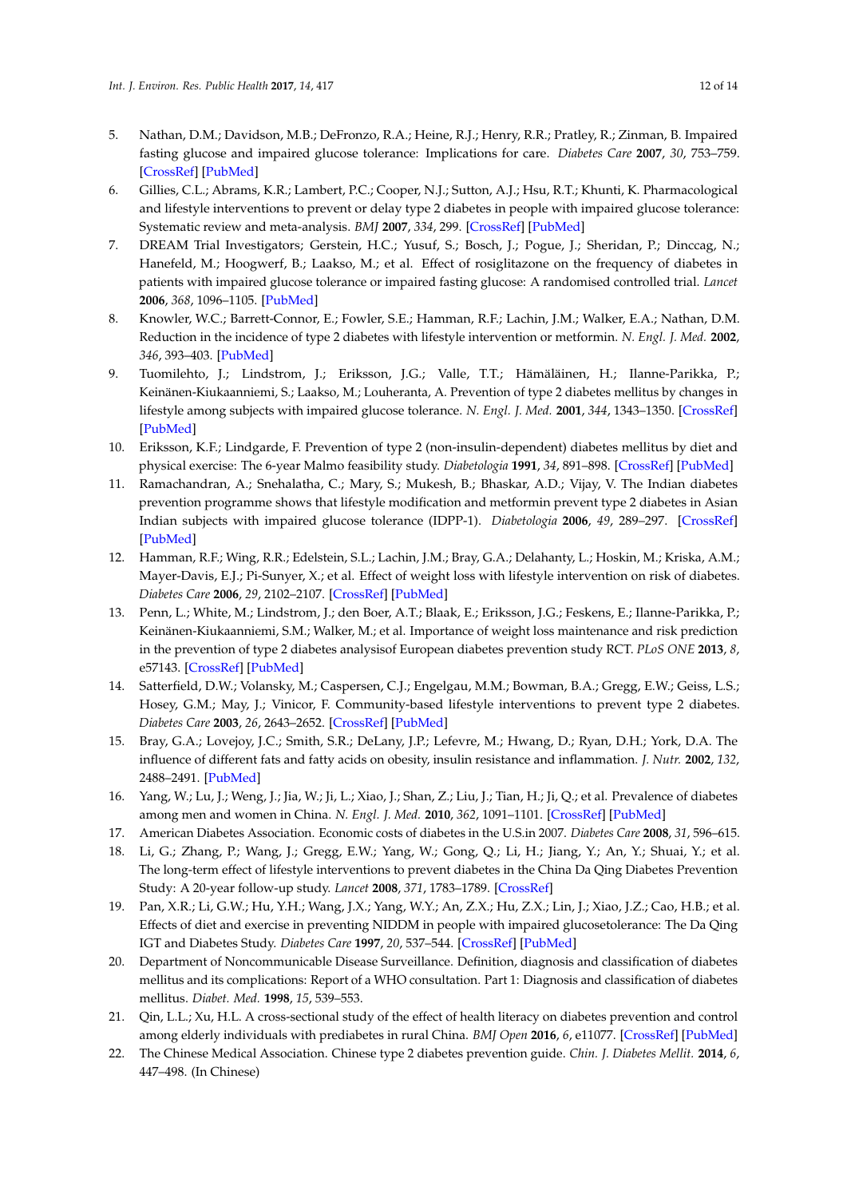5. Nathan, D.M.; Davidson, M.B.; DeFronzo, R.A.; Heine, R.J.; Henry, R.R.; Pratley, R.; Zinman, B. Impaired fasting glucose and impaired glucose tolerance: Implications for care. *Diabetes Care* **2007**, *30*, 753–759. [CrossRef] [PubMed]
6. Gillies, C.L.; Abrams, K.R.; Lambert, P.C.; Cooper, N.J.; Sutton, A.J.; Hsu, R.T.; Khunti, K. Pharmacological and lifestyle interventions to prevent or delay type 2 diabetes in people with impaired glucose tolerance: Systematic review and meta-analysis. *BMJ* **2007**, *334*, 299. [CrossRef] [PubMed]
7. DREAM Trial Investigators; Gerstein, H.C.; Yusuf, S.; Bosch, J.; Pogue, J.; Sheridan, P.; Dinccag, N.; Hanefeld, M.; Hoogwerf, B.; Laakso, M.; et al. Effect of rosiglitazone on the frequency of diabetes in patients with impaired glucose tolerance or impaired fasting glucose: A randomised controlled trial. *Lancet* **2006**, *368*, 1096–1105. [PubMed]
8. Knowler, W.C.; Barrett-Connor, E.; Fowler, S.E.; Hamman, R.F.; Lachin, J.M.; Walker, E.A.; Nathan, D.M. Reduction in the incidence of type 2 diabetes with lifestyle intervention or metformin. *N. Engl. J. Med.* **2002**, *346*, 393–403. [PubMed]
9. Tuomilehto, J.; Lindstrom, J.; Eriksson, J.G.; Valle, T.T.; Hämäläinen, H.; Ilanne-Parikka, P.; Keinänen-Kiukaanniemi, S.; Laakso, M.; Louheranta, A. Prevention of type 2 diabetes mellitus by changes in lifestyle among subjects with impaired glucose tolerance. *N. Engl. J. Med.* **2001**, *344*, 1343–1350. [CrossRef] [PubMed]
10. Eriksson, K.F.; Lindgarde, F. Prevention of type 2 (non-insulin-dependent) diabetes mellitus by diet and physical exercise: The 6-year Malmo feasibility study. *Diabetologia* **1991**, *34*, 891–898. [CrossRef] [PubMed]
11. Ramachandran, A.; Snehalatha, C.; Mary, S.; Mukesh, B.; Bhaskar, A.D.; Vijay, V. The Indian diabetes prevention programme shows that lifestyle modification and metformin prevent type 2 diabetes in Asian Indian subjects with impaired glucose tolerance (IDPP-1). *Diabetologia* **2006**, *49*, 289–297. [CrossRef] [PubMed]
12. Hamman, R.F.; Wing, R.R.; Edelstein, S.L.; Lachin, J.M.; Bray, G.A.; Delahanty, L.; Hoskin, M.; Kriska, A.M.; Mayer-Davis, E.J.; Pi-Sunyer, X.; et al. Effect of weight loss with lifestyle intervention on risk of diabetes. *Diabetes Care* **2006**, *29*, 2102–2107. [CrossRef] [PubMed]
13. Penn, L.; White, M.; Lindstrom, J.; den Boer, A.T.; Blaak, E.; Eriksson, J.G.; Feskens, E.; Ilanne-Parikka, P.; Keinänen-Kiukaanniemi, S.M.; Walker, M.; et al. Importance of weight loss maintenance and risk prediction in the prevention of type 2 diabetes analysisof European diabetes prevention study RCT. *PLoS ONE* **2013**, *8*, e57143. [CrossRef] [PubMed]
14. Satterfield, D.W.; Volansky, M.; Caspersen, C.J.; Engelgau, M.M.; Bowman, B.A.; Gregg, E.W.; Geiss, L.S.; Hosey, G.M.; May, J.; Vinicor, F. Community-based lifestyle interventions to prevent type 2 diabetes. *Diabetes Care* **2003**, *26*, 2643–2652. [CrossRef] [PubMed]
15. Bray, G.A.; Lovejoy, J.C.; Smith, S.R.; DeLany, J.P.; Lefevre, M.; Hwang, D.; Ryan, D.H.; York, D.A. The influence of different fats and fatty acids on obesity, insulin resistance and inflammation. *J. Nutr.* **2002**, *132*, 2488–2491. [PubMed]
16. Yang, W.; Lu, J.; Weng, J.; Jia, W.; Ji, L.; Xiao, J.; Shan, Z.; Liu, J.; Tian, H.; Ji, Q.; et al. Prevalence of diabetes among men and women in China. *N. Engl. J. Med.* **2010**, *362*, 1091–1101. [CrossRef] [PubMed]
17. American Diabetes Association. Economic costs of diabetes in the U.S.in 2007. *Diabetes Care* **2008**, *31*, 596–615.
18. Li, G.; Zhang, P.; Wang, J.; Gregg, E.W.; Yang, W.; Gong, Q.; Li, H.; Jiang, Y.; An, Y.; Shuai, Y.; et al. The long-term effect of lifestyle interventions to prevent diabetes in the China Da Qing Diabetes Prevention Study: A 20-year follow-up study. *Lancet* **2008**, *371*, 1783–1789. [CrossRef]
19. Pan, X.R.; Li, G.W.; Hu, Y.H.; Wang, J.X.; Yang, W.Y.; An, Z.X.; Hu, Z.X.; Lin, J.; Xiao, J.Z.; Cao, H.B.; et al. Effects of diet and exercise in preventing NIDDM in people with impaired glucosetolerance: The Da Qing IGT and Diabetes Study. *Diabetes Care* **1997**, *20*, 537–544. [CrossRef] [PubMed]
20. Department of Noncommunicable Disease Surveillance. Definition, diagnosis and classification of diabetes mellitus and its complications: Report of a WHO consultation. Part 1: Diagnosis and classification of diabetes mellitus. *Diabet. Med.* **1998**, *15*, 539–553.
21. Qin, L.L.; Xu, H.L. A cross-sectional study of the effect of health literacy on diabetes prevention and control among elderly individuals with prediabetes in rural China. *BMJ Open* **2016**, *6*, e11077. [CrossRef] [PubMed]
22. The Chinese Medical Association. Chinese type 2 diabetes prevention guide. *Chin. J. Diabetes Mellit.* **2014**, *6*, 447–498. (In Chinese)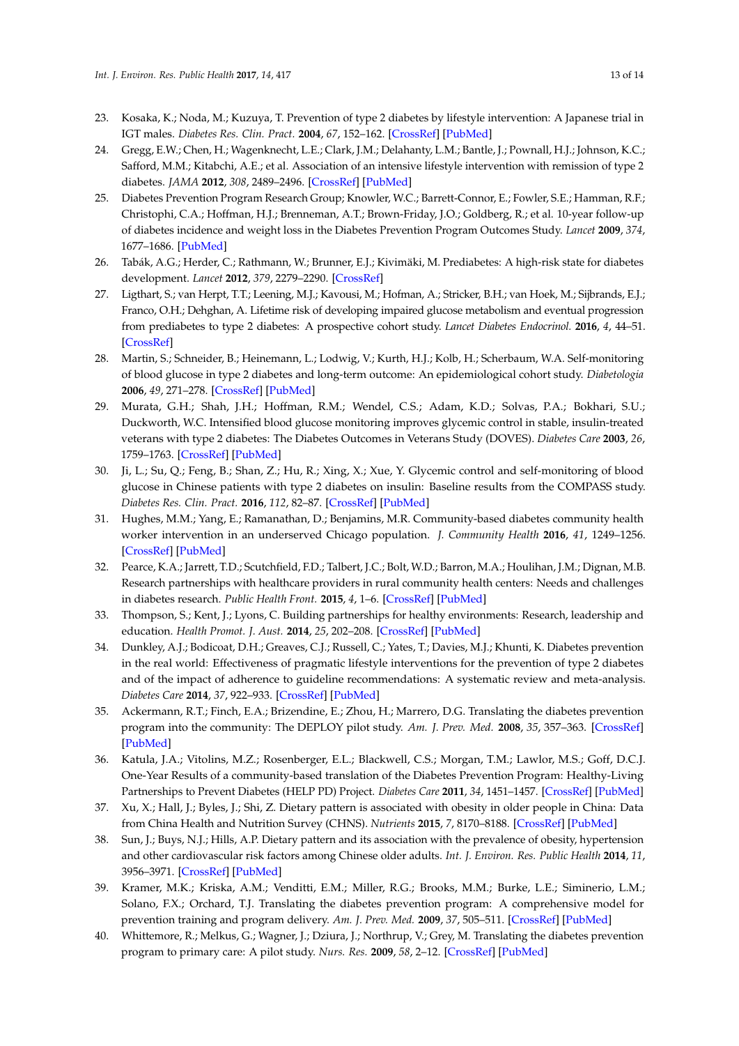23. Kosaka, K.; Noda, M.; Kuzuya, T. Prevention of type 2 diabetes by lifestyle intervention: A Japanese trial in IGT males. *Diabetes Res. Clin. Pract.* **2004**, *67*, 152–162. [CrossRef] [PubMed]
24. Gregg, E.W.; Chen, H.; Wagenknecht, L.E.; Clark, J.M.; Delahanty, L.M.; Bantle, J.; Pownall, H.J.; Johnson, K.C.; Safford, M.M.; Kitabchi, A.E.; et al. Association of an intensive lifestyle intervention with remission of type 2 diabetes. *JAMA* **2012**, *308*, 2489–2496. [CrossRef] [PubMed]
25. Diabetes Prevention Program Research Group; Knowler, W.C.; Barrett-Connor, E.; Fowler, S.E.; Hamman, R.F.; Christophi, C.A.; Hoffman, H.J.; Brenneman, A.T.; Brown-Friday, J.O.; Goldberg, R.; et al. 10-year follow-up of diabetes incidence and weight loss in the Diabetes Prevention Program Outcomes Study. *Lancet* **2009**, *374*, 1677–1686. [PubMed]
26. Tabák, A.G.; Herder, C.; Rathmann, W.; Brunner, E.J.; Kivimäki, M. Prediabetes: A high-risk state for diabetes development. *Lancet* **2012**, *379*, 2279–2290. [CrossRef]
27. Ligthart, S.; van Herpt, T.T.; Leening, M.J.; Kavousi, M.; Hofman, A.; Stricker, B.H.; van Hoek, M.; Sijbrands, E.J.; Franco, O.H.; Dehghan, A. Lifetime risk of developing impaired glucose metabolism and eventual progression from prediabetes to type 2 diabetes: A prospective cohort study. *Lancet Diabetes Endocrinol.* **2016**, *4*, 44–51. [CrossRef]
28. Martin, S.; Schneider, B.; Heinemann, L.; Lodwig, V.; Kurth, H.J.; Kolb, H.; Scherbaum, W.A. Self-monitoring of blood glucose in type 2 diabetes and long-term outcome: An epidemiological cohort study. *Diabetologia* **2006**, *49*, 271–278. [CrossRef] [PubMed]
29. Murata, G.H.; Shah, J.H.; Hoffman, R.M.; Wendel, C.S.; Adam, K.D.; Solvas, P.A.; Bokhari, S.U.; Duckworth, W.C. Intensified blood glucose monitoring improves glycemic control in stable, insulin-treated veterans with type 2 diabetes: The Diabetes Outcomes in Veterans Study (DOVES). *Diabetes Care* **2003**, *26*, 1759–1763. [CrossRef] [PubMed]
30. Ji, L.; Su, Q.; Feng, B.; Shan, Z.; Hu, R.; Xing, X.; Xue, Y. Glycemic control and self-monitoring of blood glucose in Chinese patients with type 2 diabetes on insulin: Baseline results from the COMPASS study. *Diabetes Res. Clin. Pract.* **2016**, *112*, 82–87. [CrossRef] [PubMed]
31. Hughes, M.M.; Yang, E.; Ramanathan, D.; Benjamins, M.R. Community-based diabetes community health worker intervention in an underserved Chicago population. *J. Community Health* **2016**, *41*, 1249–1256. [CrossRef] [PubMed]
32. Pearce, K.A.; Jarrett, T.D.; Scutchfield, F.D.; Talbert, J.C.; Bolt, W.D.; Barron, M.A.; Houlihan, J.M.; Dignan, M.B. Research partnerships with healthcare providers in rural community health centers: Needs and challenges in diabetes research. *Public Health Front.* **2015**, *4*, 1–6. [CrossRef] [PubMed]
33. Thompson, S.; Kent, J.; Lyons, C. Building partnerships for healthy environments: Research, leadership and education. *Health Promot. J. Aust.* **2014**, *25*, 202–208. [CrossRef] [PubMed]
34. Dunkley, A.J.; Bodicoat, D.H.; Greaves, C.J.; Russell, C.; Yates, T.; Davies, M.J.; Khunti, K. Diabetes prevention in the real world: Effectiveness of pragmatic lifestyle interventions for the prevention of type 2 diabetes and of the impact of adherence to guideline recommendations: A systematic review and meta-analysis. *Diabetes Care* **2014**, *37*, 922–933. [CrossRef] [PubMed]
35. Ackermann, R.T.; Finch, E.A.; Brizendine, E.; Zhou, H.; Marrero, D.G. Translating the diabetes prevention program into the community: The DEPLOY pilot study. *Am. J. Prev. Med.* **2008**, *35*, 357–363. [CrossRef] [PubMed]
36. Katula, J.A.; Vitolins, M.Z.; Rosenberger, E.L.; Blackwell, C.S.; Morgan, T.M.; Lawlor, M.S.; Goff, D.C.J. One-Year Results of a community-based translation of the Diabetes Prevention Program: Healthy-Living Partnerships to Prevent Diabetes (HELP PD) Project. *Diabetes Care* **2011**, *34*, 1451–1457. [CrossRef] [PubMed]
37. Xu, X.; Hall, J.; Byles, J.; Shi, Z. Dietary pattern is associated with obesity in older people in China: Data from China Health and Nutrition Survey (CHNS). *Nutrients* **2015**, *7*, 8170–8188. [CrossRef] [PubMed]
38. Sun, J.; Buys, N.J.; Hills, A.P. Dietary pattern and its association with the prevalence of obesity, hypertension and other cardiovascular risk factors among Chinese older adults. *Int. J. Environ. Res. Public Health* **2014**, *11*, 3956–3971. [CrossRef] [PubMed]
39. Kramer, M.K.; Kriska, A.M.; Venditti, E.M.; Miller, R.G.; Brooks, M.M.; Burke, L.E.; Siminerio, L.M.; Solano, F.X.; Orchard, T.J. Translating the diabetes prevention program: A comprehensive model for prevention training and program delivery. *Am. J. Prev. Med.* **2009**, *37*, 505–511. [CrossRef] [PubMed]
40. Whittemore, R.; Melkus, G.; Wagner, J.; Dziura, J.; Northrup, V.; Grey, M. Translating the diabetes prevention program to primary care: A pilot study. *Nurs. Res.* **2009**, *58*, 2–12. [CrossRef] [PubMed]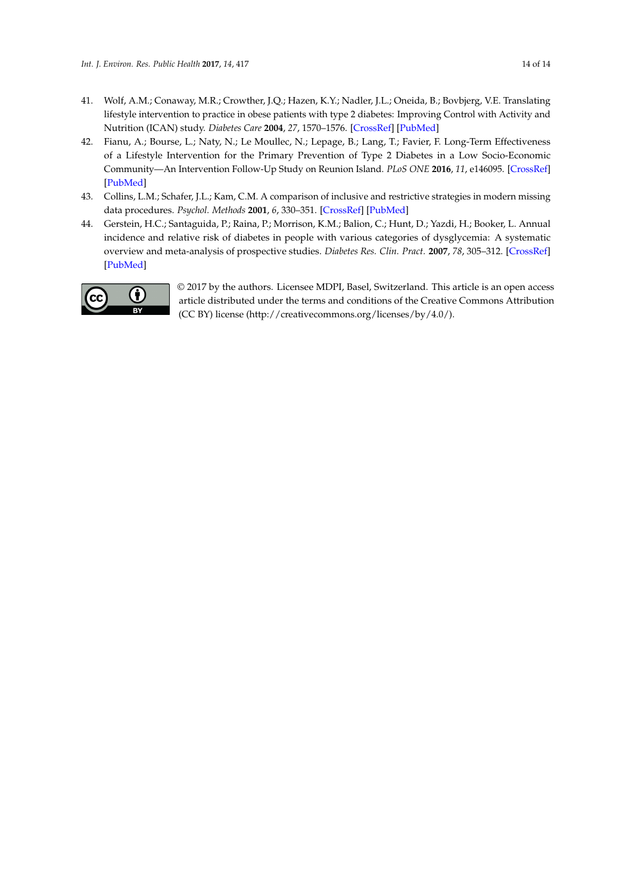41. Wolf, A.M.; Conaway, M.R.; Crowther, J.Q.; Hazen, K.Y.; Nadler, J.L.; Oneida, B.; Bovbjerg, V.E. Translating lifestyle intervention to practice in obese patients with type 2 diabetes: Improving Control with Activity and Nutrition (ICAN) study. *Diabetes Care* **2004**, *27*, 1570–1576. [CrossRef] [PubMed]
42. Fianu, A.; Bourse, L.; Naty, N.; Le Moullec, N.; Lepage, B.; Lang, T.; Favier, F. Long-Term Effectiveness of a Lifestyle Intervention for the Primary Prevention of Type 2 Diabetes in a Low Socio-Economic Community—An Intervention Follow-Up Study on Reunion Island. *PLoS ONE* **2016**, *11*, e146095. [CrossRef] [PubMed]
43. Collins, L.M.; Schafer, J.L.; Kam, C.M. A comparison of inclusive and restrictive strategies in modern missing data procedures. *Psychol. Methods* **2001**, *6*, 330–351. [CrossRef] [PubMed]
44. Gerstein, H.C.; Santaguida, P.; Raina, P.; Morrison, K.M.; Balion, C.; Hunt, D.; Yazdi, H.; Booker, L. Annual incidence and relative risk of diabetes in people with various categories of dysglycemia: A systematic overview and meta-analysis of prospective studies. *Diabetes Res. Clin. Pract.* **2007**, *78*, 305–312. [CrossRef] [PubMed]

© 2017 by the authors. Licensee MDPI, Basel, Switzerland. This article is an open access article distributed under the terms and conditions of the Creative Commons Attribution (CC BY) license (http://creativecommons.org/licenses/by/4.0/).